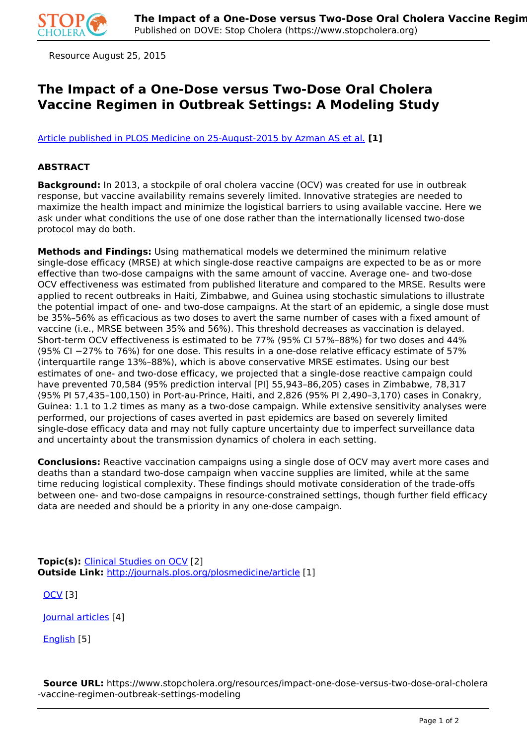Resource August 25, 2015

# The Impact of a One-Dose versus Two-Dose Oral Cholera Vaccine Regimen in Outbreak Settings: A Modeling Study

Article published in PLOS Medicine on 25-August-2015 by Azman AS et al. **[1]**

## ABSTRACT

**Background:** In 2013, a stockpile of oral cholera vaccine (OCV) was created for use in outbreak response, but vaccine availability remains severely limited. Innovative strategies are needed to maximize the health impact and minimize the logistical barriers to using available vaccine. Here we ask under what conditions the use of one dose rather than the internationally licensed two-dose protocol may do both.

**Methods and Findings:** Using mathematical models we determined the minimum relative single-dose efficacy (MRSE) at which single-dose reactive campaigns are expected to be as or more effective than two-dose campaigns with the same amount of vaccine. Average one- and two-dose OCV effectiveness was estimated from published literature and compared to the MRSE. Results were applied to recent outbreaks in Haiti, Zimbabwe, and Guinea using stochastic simulations to illustrate the potential impact of one- and two-dose campaigns. At the start of an epidemic, a single dose must be 35%–56% as efficacious as two doses to avert the same number of cases with a fixed amount of vaccine (i.e., MRSE between 35% and 56%). This threshold decreases as vaccination is delayed. Short-term OCV effectiveness is estimated to be 77% (95% CI 57%–88%) for two doses and 44% (95% CI −27% to 76%) for one dose. This results in a one-dose relative efficacy estimate of 57% (interquartile range 13%–88%), which is above conservative MRSE estimates. Using our best estimates of one- and two-dose efficacy, we projected that a single-dose reactive campaign could have prevented 70,584 (95% prediction interval [PI] 55,943–86,205) cases in Zimbabwe, 78,317 (95% PI 57,435–100,150) in Port-au-Prince, Haiti, and 2,826 (95% PI 2,490–3,170) cases in Conakry, Guinea: 1.1 to 1.2 times as many as a two-dose campaign. While extensive sensitivity analyses were performed, our projections of cases averted in past epidemics are based on severely limited single-dose efficacy data and may not fully capture uncertainty due to imperfect surveillance data and uncertainty about the transmission dynamics of cholera in each setting.

**Conclusions:** Reactive vaccination campaigns using a single dose of OCV may avert more cases and deaths than a standard two-dose campaign when vaccine supplies are limited, while at the same time reducing logistical complexity. These findings should motivate consideration of the trade-offs between one- and two-dose campaigns in resource-constrained settings, though further field efficacy data are needed and should be a priority in any one-dose campaign.

**Topic(s):** Clinical Studies on OCV [2]
**Outside Link:** http://journals.plos.org/plosmedicine/article [1]

OCV [3]

Journal articles [4]

English [5]

**Source URL:** https://www.stopcholera.org/resources/impact-one-dose-versus-two-dose-oral-cholera-vaccine-regimen-outbreak-settings-modeling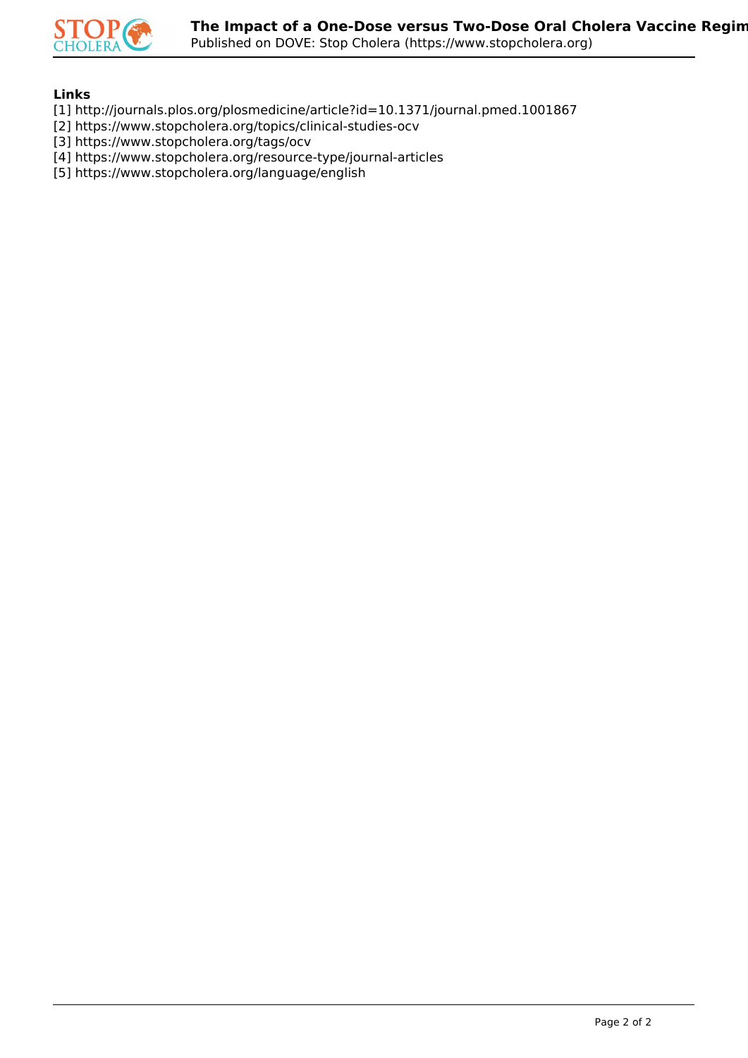**Links**

[1] http://journals.plos.org/plosmedicine/article?id=10.1371/journal.pmed.1001867
[2] https://www.stopcholera.org/topics/clinical-studies-ocv
[3] https://www.stopcholera.org/tags/ocv
[4] https://www.stopcholera.org/resource-type/journal-articles
[5] https://www.stopcholera.org/language/english